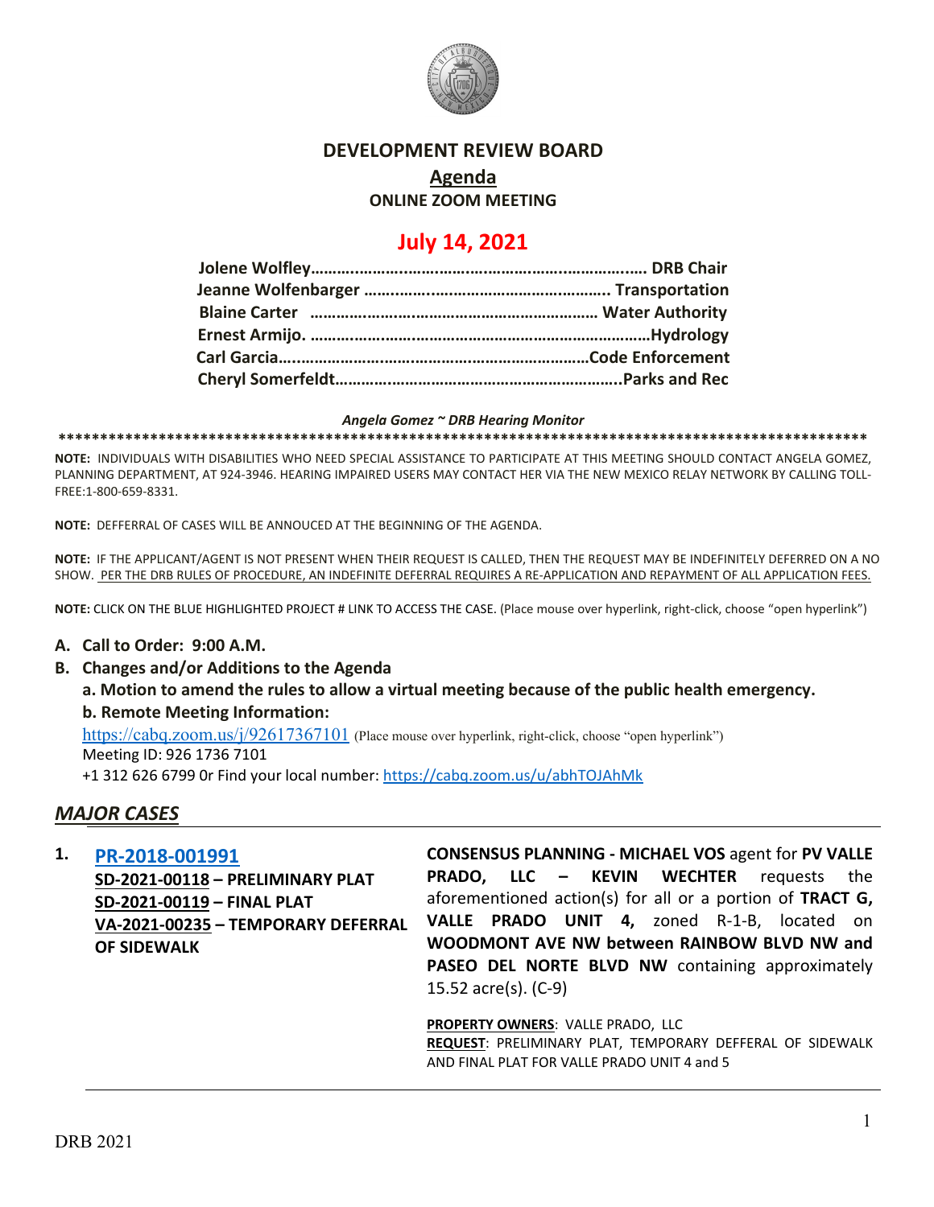# DEVELOPMENT REVIEW BOARD

## Agenda

### ONLINE ZOOM MEETING

## July 14, 2021

**Jolene Wolfley**……………………………………………………………. **DRB Chair**
**Jeanne Wolfenbarger** ……………………………………………….. **Transportation**
**Blaine Carter** ……………………………………………………… **Water Authority**
**Ernest Armijo.** ……………………………………………………………**Hydrology**
**Carl Garcia**……………………………………………………………**Code Enforcement**
**Cheryl Somerfeldt**………………………………………………………..**Parks and Rec**

***Angela Gomez ~ DRB Hearing Monitor***

**NOTE:** INDIVIDUALS WITH DISABILITIES WHO NEED SPECIAL ASSISTANCE TO PARTICIPATE AT THIS MEETING SHOULD CONTACT ANGELA GOMEZ, PLANNING DEPARTMENT, AT 924-3946. HEARING IMPAIRED USERS MAY CONTACT HER VIA THE NEW MEXICO RELAY NETWORK BY CALLING TOLL-FREE:1-800-659-8331.

**NOTE:** DEFFERRAL OF CASES WILL BE ANNOUCED AT THE BEGINNING OF THE AGENDA.

**NOTE:** IF THE APPLICANT/AGENT IS NOT PRESENT WHEN THEIR REQUEST IS CALLED, THEN THE REQUEST MAY BE INDEFINITELY DEFERRED ON A NO SHOW. PER THE DRB RULES OF PROCEDURE, AN INDEFINITE DEFERRAL REQUIRES A RE-APPLICATION AND REPAYMENT OF ALL APPLICATION FEES.

**NOTE:** CLICK ON THE BLUE HIGHLIGHTED PROJECT # LINK TO ACCESS THE CASE. (Place mouse over hyperlink, right-click, choose "open hyperlink")

**A. Call to Order: 9:00 A.M.**

**B. Changes and/or Additions to the Agenda**

**a. Motion to amend the rules to allow a virtual meeting because of the public health emergency.**

**b. Remote Meeting Information:**

https://cabq.zoom.us/j/92617367101 (Place mouse over hyperlink, right-click, choose "open hyperlink")
Meeting ID: 926 1736 7101
+1 312 626 6799 0r Find your local number: https://cabq.zoom.us/u/abhTOJAhMk

## *MAJOR CASES*

**1. PR-2018-001991**
**SD-2021-00118 – PRELIMINARY PLAT**
**SD-2021-00119 – FINAL PLAT**
**VA-2021-00235 – TEMPORARY DEFERRAL OF SIDEWALK**

**CONSENSUS PLANNING - MICHAEL VOS** agent for **PV VALLE PRADO, LLC – KEVIN WECHTER** requests the aforementioned action(s) for all or a portion of **TRACT G, VALLE PRADO UNIT 4,** zoned R-1-B, located on **WOODMONT AVE NW between RAINBOW BLVD NW and PASEO DEL NORTE BLVD NW** containing approximately 15.52 acre(s). (C-9)

**PROPERTY OWNERS**: VALLE PRADO, LLC
**REQUEST**: PRELIMINARY PLAT, TEMPORARY DEFFERAL OF SIDEWALK AND FINAL PLAT FOR VALLE PRADO UNIT 4 and 5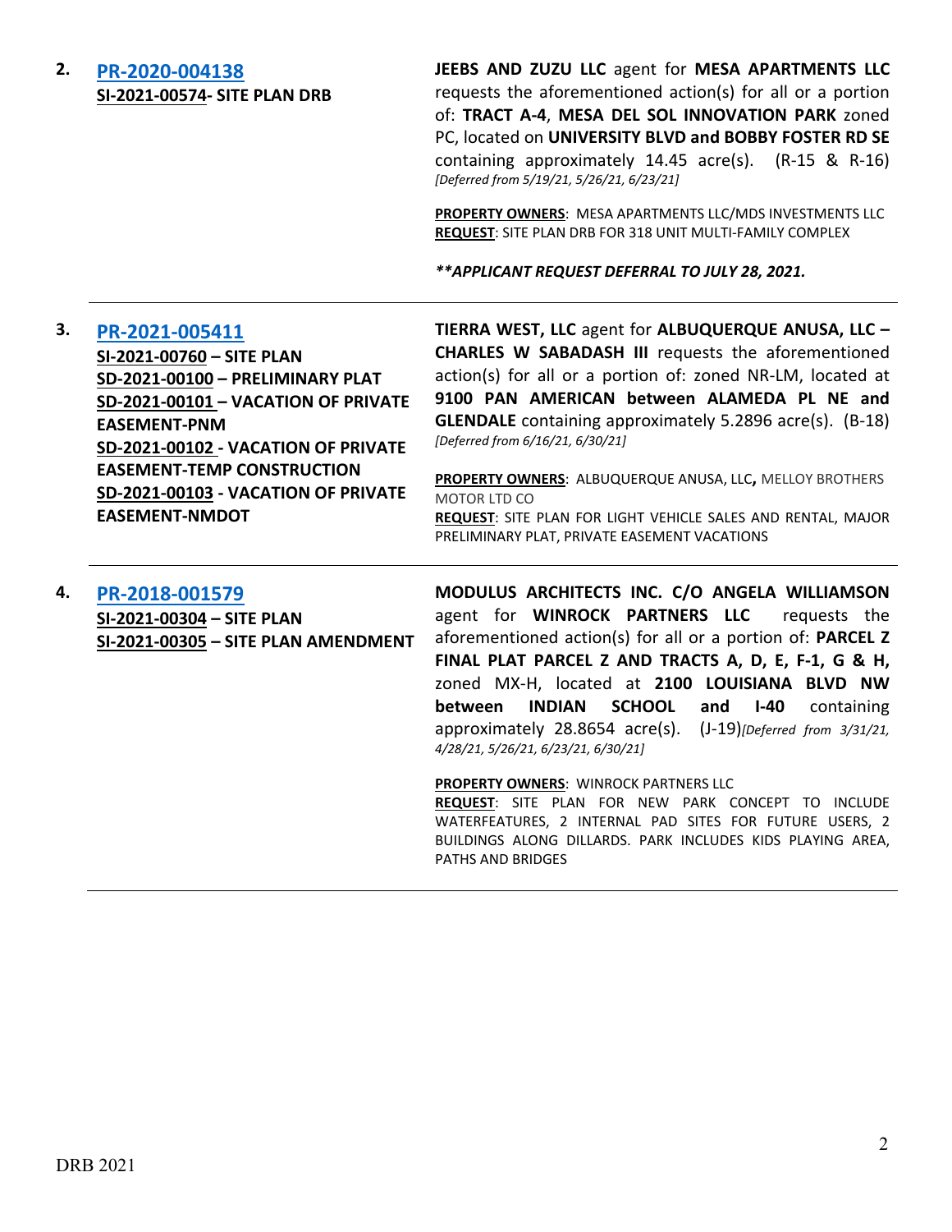| | | |
|---|---|---|
| **2.** | **PR-2020-004138**<br>**SI-2021-00574- SITE PLAN DRB** | **JEEBS AND ZUZU LLC** agent for **MESA APARTMENTS LLC** requests the aforementioned action(s) for all or a portion of: **TRACT A-4**, **MESA DEL SOL INNOVATION PARK** zoned PC, located on **UNIVERSITY BLVD and BOBBY FOSTER RD SE** containing approximately 14.45 acre(s). (R-15 & R-16) *[Deferred from 5/19/21, 5/26/21, 6/23/21]*<br><br>**PROPERTY OWNERS**: MESA APARTMENTS LLC/MDS INVESTMENTS LLC<br>**REQUEST**: SITE PLAN DRB FOR 318 UNIT MULTI-FAMILY COMPLEX<br><br>***\*\*APPLICANT REQUEST DEFERRAL TO JULY 28, 2021.*** |
| **3.** | **PR-2021-005411**<br>**SI-2021-00760 – SITE PLAN**<br>**SD-2021-00100 – PRELIMINARY PLAT**<br>**SD-2021-00101 – VACATION OF PRIVATE EASEMENT-PNM**<br>**SD-2021-00102 - VACATION OF PRIVATE EASEMENT-TEMP CONSTRUCTION**<br>**SD-2021-00103 - VACATION OF PRIVATE EASEMENT-NMDOT** | **TIERRA WEST, LLC** agent for **ALBUQUERQUE ANUSA, LLC – CHARLES W SABADASH III** requests the aforementioned action(s) for all or a portion of: zoned NR-LM, located at **9100 PAN AMERICAN between ALAMEDA PL NE and GLENDALE** containing approximately 5.2896 acre(s). (B-18) *[Deferred from 6/16/21, 6/30/21]*<br><br>**PROPERTY OWNERS**: ALBUQUERQUE ANUSA, LLC**,** MELLOY BROTHERS MOTOR LTD CO<br>**REQUEST**: SITE PLAN FOR LIGHT VEHICLE SALES AND RENTAL, MAJOR PRELIMINARY PLAT, PRIVATE EASEMENT VACATIONS |
| **4.** | **PR-2018-001579**<br>**SI-2021-00304 – SITE PLAN**<br>**SI-2021-00305 – SITE PLAN AMENDMENT** | **MODULUS ARCHITECTS INC. C/O ANGELA WILLIAMSON** agent for **WINROCK PARTNERS LLC** requests the aforementioned action(s) for all or a portion of: **PARCEL Z FINAL PLAT PARCEL Z AND TRACTS A, D, E, F-1, G & H,** zoned MX-H, located at **2100 LOUISIANA BLVD NW between INDIAN SCHOOL and I-40** containing approximately 28.8654 acre(s). (J-19)*[Deferred from 3/31/21, 4/28/21, 5/26/21, 6/23/21, 6/30/21]*<br><br>**PROPERTY OWNERS**: WINROCK PARTNERS LLC<br>**REQUEST**: SITE PLAN FOR NEW PARK CONCEPT TO INCLUDE WATERFEATURES, 2 INTERNAL PAD SITES FOR FUTURE USERS, 2 BUILDINGS ALONG DILLARDS. PARK INCLUDES KIDS PLAYING AREA, PATHS AND BRIDGES |

DRB 2021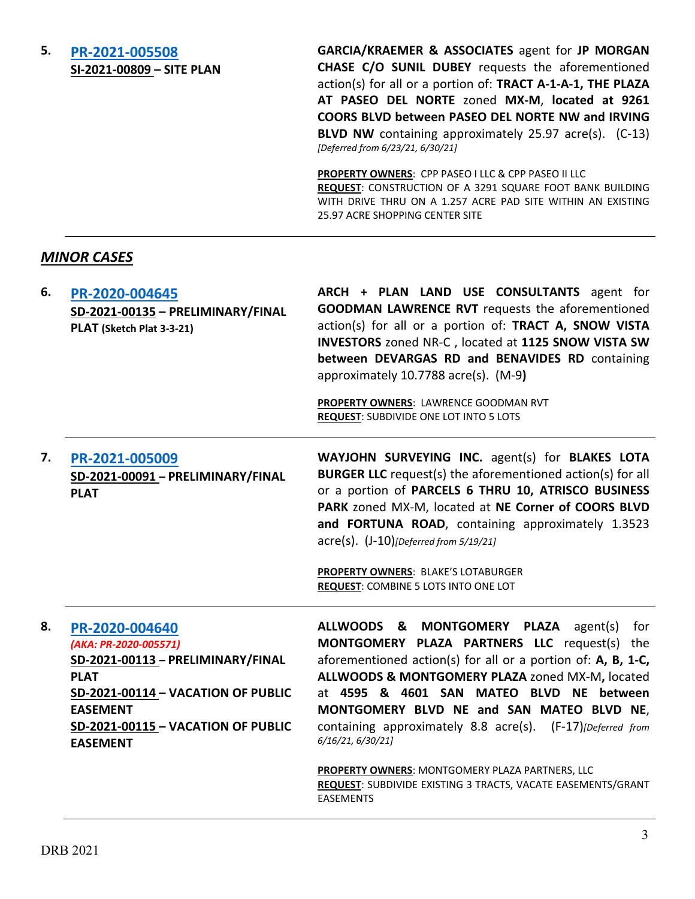**5.** **[PR-2021-005508](#)**
**SI-2021-00809 – SITE PLAN**

**GARCIA/KRAEMER & ASSOCIATES** agent for **JP MORGAN CHASE C/O SUNIL DUBEY** requests the aforementioned action(s) for all or a portion of: **TRACT A-1-A-1, THE PLAZA AT PASEO DEL NORTE** zoned **MX-M**, **located at 9261 COORS BLVD between PASEO DEL NORTE NW and IRVING BLVD NW** containing approximately 25.97 acre(s). (C-13) *[Deferred from 6/23/21, 6/30/21]*

**PROPERTY OWNERS**: CPP PASEO I LLC & CPP PASEO II LLC
**REQUEST**: CONSTRUCTION OF A 3291 SQUARE FOOT BANK BUILDING WITH DRIVE THRU ON A 1.257 ACRE PAD SITE WITHIN AN EXISTING 25.97 ACRE SHOPPING CENTER SITE

---

## *MINOR CASES*

**6.** **[PR-2020-004645](#)**
**SD-2021-00135 – PRELIMINARY/FINAL PLAT (Sketch Plat 3-3-21)**

**ARCH + PLAN LAND USE CONSULTANTS** agent for **GOODMAN LAWRENCE RVT** requests the aforementioned action(s) for all or a portion of: **TRACT A, SNOW VISTA INVESTORS** zoned NR-C , located at **1125 SNOW VISTA SW between DEVARGAS RD and BENAVIDES RD** containing approximately 10.7788 acre(s). (M-9**)**

**PROPERTY OWNERS**: LAWRENCE GOODMAN RVT
**REQUEST**: SUBDIVIDE ONE LOT INTO 5 LOTS

---

**7.** **[PR-2021-005009](#)**
**SD-2021-00091 – PRELIMINARY/FINAL PLAT**

**WAYJOHN SURVEYING INC.** agent(s) for **BLAKES LOTA BURGER LLC** request(s) the aforementioned action(s) for all or a portion of **PARCELS 6 THRU 10, ATRISCO BUSINESS PARK** zoned MX-M, located at **NE Corner of COORS BLVD and FORTUNA ROAD**, containing approximately 1.3523 acre(s). (J-10)*[Deferred from 5/19/21]*

**PROPERTY OWNERS**: BLAKE'S LOTABURGER
**REQUEST**: COMBINE 5 LOTS INTO ONE LOT

---

**8.** **[PR-2020-004640](#)**
*(AKA: PR-2020-005571)*
**SD-2021-00113 – PRELIMINARY/FINAL PLAT**
**SD-2021-00114 – VACATION OF PUBLIC EASEMENT**
**SD-2021-00115 – VACATION OF PUBLIC EASEMENT**

**ALLWOODS & MONTGOMERY PLAZA** agent(s) for **MONTGOMERY PLAZA PARTNERS LLC** request(s) the aforementioned action(s) for all or a portion of: **A, B, 1-C, ALLWOODS & MONTGOMERY PLAZA** zoned MX-M**,** located at **4595 & 4601 SAN MATEO BLVD NE between MONTGOMERY BLVD NE and SAN MATEO BLVD NE**, containing approximately 8.8 acre(s). (F-17)*[Deferred from 6/16/21, 6/30/21]*

**PROPERTY OWNERS**: MONTGOMERY PLAZA PARTNERS, LLC
**REQUEST**: SUBDIVIDE EXISTING 3 TRACTS, VACATE EASEMENTS/GRANT EASEMENTS

---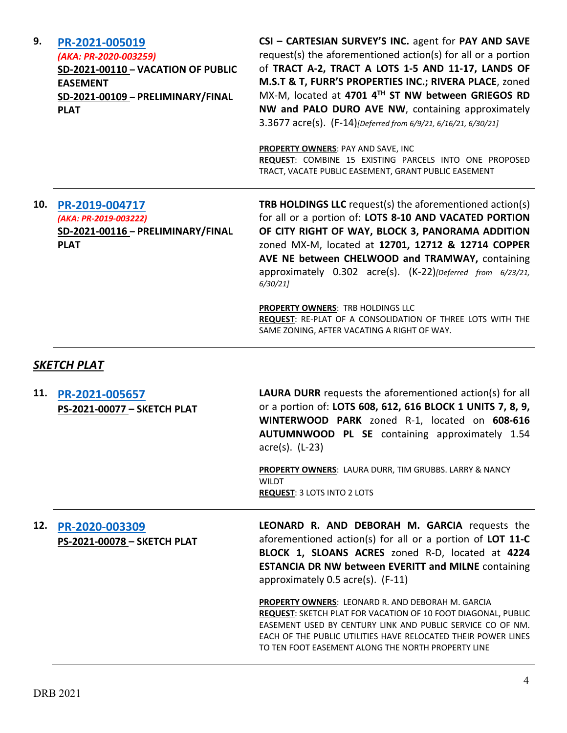**9.** **PR-2021-005019**
*(AKA: PR-2020-003259)*
**SD-2021-00110 – VACATION OF PUBLIC EASEMENT**
**SD-2021-00109 – PRELIMINARY/FINAL PLAT**

**CSI – CARTESIAN SURVEY'S INC.** agent for **PAY AND SAVE** request(s) the aforementioned action(s) for all or a portion of **TRACT A-2, TRACT A LOTS 1-5 AND 11-17, LANDS OF M.S.T & T, FURR'S PROPERTIES INC.; RIVERA PLACE**, zoned MX-M, located at **4701 4TH ST NW between GRIEGOS RD NW and PALO DURO AVE NW**, containing approximately 3.3677 acre(s). (F-14)*[Deferred from 6/9/21, 6/16/21, 6/30/21]*

**PROPERTY OWNERS**: PAY AND SAVE, INC
**REQUEST**: COMBINE 15 EXISTING PARCELS INTO ONE PROPOSED TRACT, VACATE PUBLIC EASEMENT, GRANT PUBLIC EASEMENT

---

**10.** **PR-2019-004717**
*(AKA: PR-2019-003222)*
**SD-2021-00116 – PRELIMINARY/FINAL PLAT**

**TRB HOLDINGS LLC** request(s) the aforementioned action(s) for all or a portion of: **LOTS 8-10 AND VACATED PORTION OF CITY RIGHT OF WAY, BLOCK 3, PANORAMA ADDITION** zoned MX-M, located at **12701, 12712 & 12714 COPPER AVE NE between CHELWOOD and TRAMWAY,** containing approximately 0.302 acre(s). (K-22)*[Deferred from 6/23/21, 6/30/21]*

**PROPERTY OWNERS**: TRB HOLDINGS LLC
**REQUEST**: RE-PLAT OF A CONSOLIDATION OF THREE LOTS WITH THE SAME ZONING, AFTER VACATING A RIGHT OF WAY.

---

## ***SKETCH PLAT***

**11.** **PR-2021-005657**
**PS-2021-00077 – SKETCH PLAT**

**LAURA DURR** requests the aforementioned action(s) for all or a portion of: **LOTS 608, 612, 616 BLOCK 1 UNITS 7, 8, 9, WINTERWOOD PARK** zoned R-1, located on **608-616 AUTUMNWOOD PL SE** containing approximately 1.54 acre(s). (L-23)

**PROPERTY OWNERS**: LAURA DURR, TIM GRUBBS. LARRY & NANCY WILDT
**REQUEST**: 3 LOTS INTO 2 LOTS

---

**12.** **PR-2020-003309**
**PS-2021-00078 – SKETCH PLAT**

**LEONARD R. AND DEBORAH M. GARCIA** requests the aforementioned action(s) for all or a portion of **LOT 11-C BLOCK 1, SLOANS ACRES** zoned R-D, located at **4224 ESTANCIA DR NW between EVERITT and MILNE** containing approximately 0.5 acre(s). (F-11)

**PROPERTY OWNERS**: LEONARD R. AND DEBORAH M. GARCIA
**REQUEST**: SKETCH PLAT FOR VACATION OF 10 FOOT DIAGONAL, PUBLIC EASEMENT USED BY CENTURY LINK AND PUBLIC SERVICE CO OF NM. EACH OF THE PUBLIC UTILITIES HAVE RELOCATED THEIR POWER LINES TO TEN FOOT EASEMENT ALONG THE NORTH PROPERTY LINE

---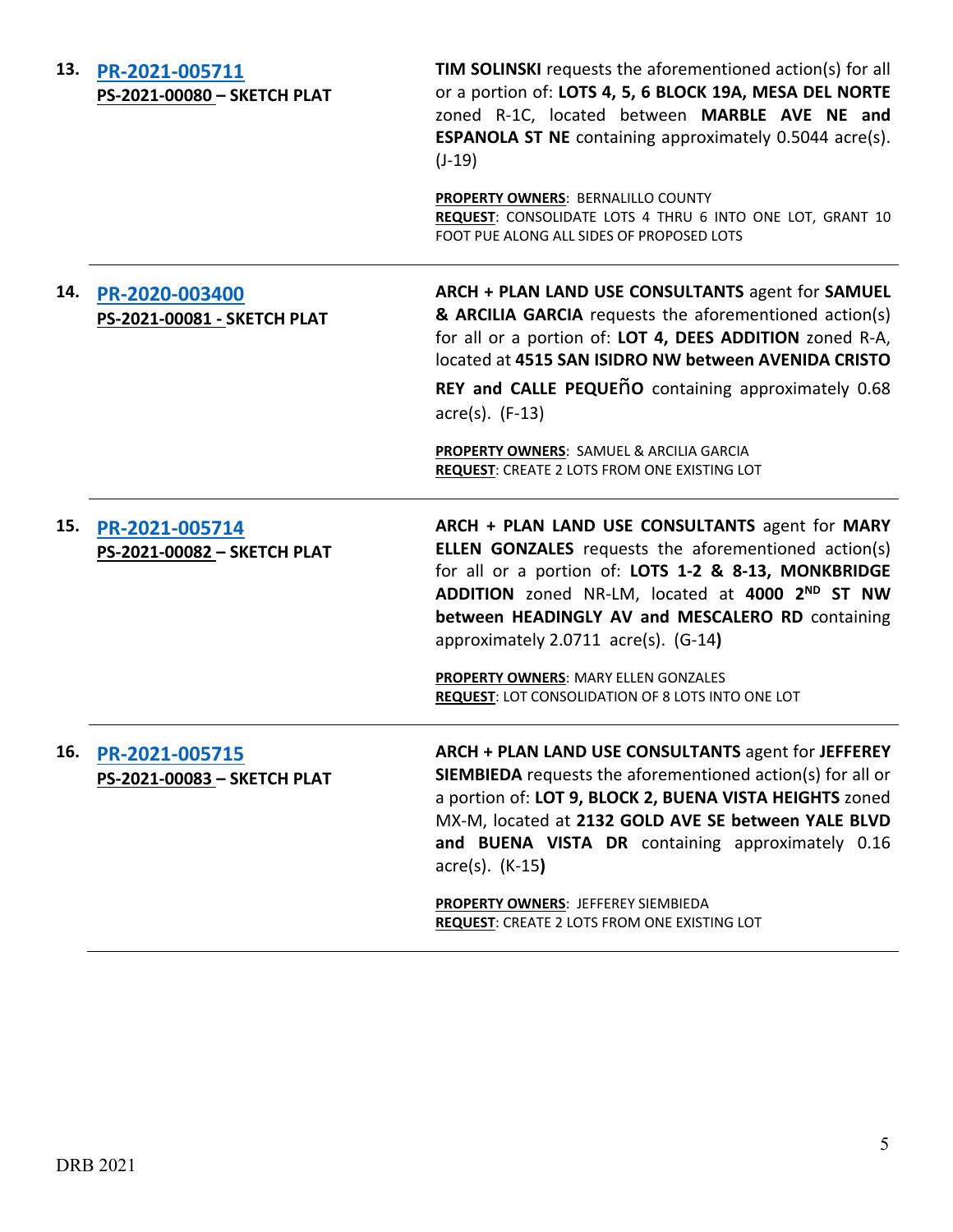| | | |
|---|---|---|
| **13.** | **PR-2021-005711**<br>**PS-2021-00080 – SKETCH PLAT** | **TIM SOLINSKI** requests the aforementioned action(s) for all or a portion of: **LOTS 4, 5, 6 BLOCK 19A, MESA DEL NORTE** zoned R-1C, located between **MARBLE AVE NE and ESPANOLA ST NE** containing approximately 0.5044 acre(s). (J-19)<br><br>**PROPERTY OWNERS**: BERNALILLO COUNTY<br>**REQUEST**: CONSOLIDATE LOTS 4 THRU 6 INTO ONE LOT, GRANT 10 FOOT PUE ALONG ALL SIDES OF PROPOSED LOTS |
| **14.** | **PR-2020-003400**<br>**PS-2021-00081 - SKETCH PLAT** | **ARCH + PLAN LAND USE CONSULTANTS** agent for **SAMUEL & ARCILIA GARCIA** requests the aforementioned action(s) for all or a portion of: **LOT 4, DEES ADDITION** zoned R-A, located at **4515 SAN ISIDRO NW between AVENIDA CRISTO REY and CALLE PEQUEÑO** containing approximately 0.68 acre(s). (F-13)<br><br>**PROPERTY OWNERS**: SAMUEL & ARCILIA GARCIA<br>**REQUEST**: CREATE 2 LOTS FROM ONE EXISTING LOT |
| **15.** | **PR-2021-005714**<br>**PS-2021-00082 – SKETCH PLAT** | **ARCH + PLAN LAND USE CONSULTANTS** agent for **MARY ELLEN GONZALES** requests the aforementioned action(s) for all or a portion of: **LOTS 1-2 & 8-13, MONKBRIDGE ADDITION** zoned NR-LM, located at **4000 2ND ST NW between HEADINGLY AV and MESCALERO RD** containing approximately 2.0711 acre(s). (G-14)<br><br>**PROPERTY OWNERS**: MARY ELLEN GONZALES<br>**REQUEST**: LOT CONSOLIDATION OF 8 LOTS INTO ONE LOT |
| **16.** | **PR-2021-005715**<br>**PS-2021-00083 – SKETCH PLAT** | **ARCH + PLAN LAND USE CONSULTANTS** agent for **JEFFEREY SIEMBIEDA** requests the aforementioned action(s) for all or a portion of: **LOT 9, BLOCK 2, BUENA VISTA HEIGHTS** zoned MX-M, located at **2132 GOLD AVE SE between YALE BLVD and BUENA VISTA DR** containing approximately 0.16 acre(s). (K-15)<br><br>**PROPERTY OWNERS**: JEFFEREY SIEMBIEDA<br>**REQUEST**: CREATE 2 LOTS FROM ONE EXISTING LOT |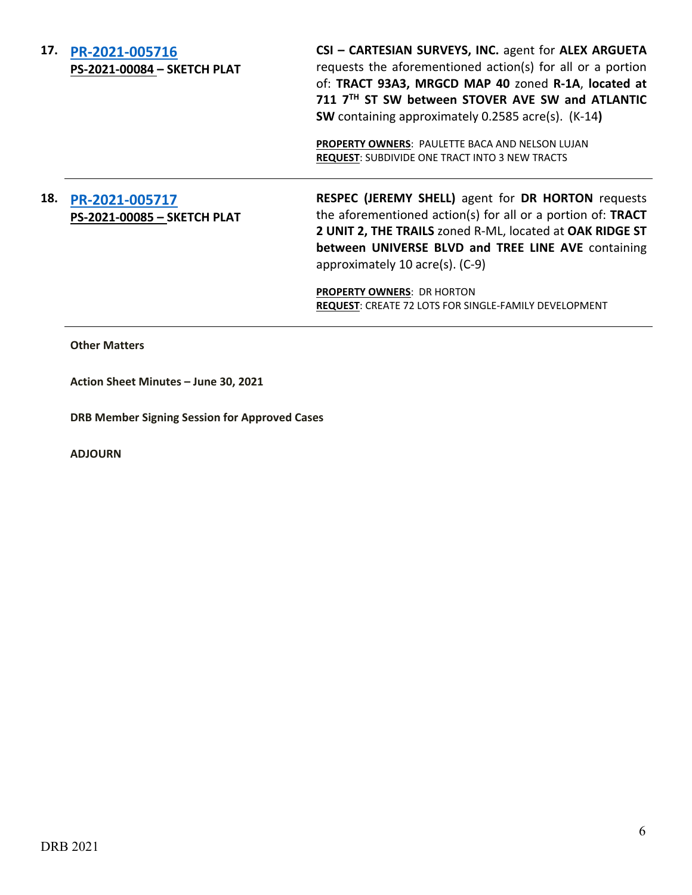17. **PR-2021-005716**
**PS-2021-00084 – SKETCH PLAT**

**CSI – CARTESIAN SURVEYS, INC.** agent for **ALEX ARGUETA** requests the aforementioned action(s) for all or a portion of: **TRACT 93A3, MRGCD MAP 40** zoned **R-1A**, **located at 711 7TH ST SW between STOVER AVE SW and ATLANTIC SW** containing approximately 0.2585 acre(s). (K-14**)**

**PROPERTY OWNERS**: PAULETTE BACA AND NELSON LUJAN
**REQUEST**: SUBDIVIDE ONE TRACT INTO 3 NEW TRACTS

---

18. **PR-2021-005717**
**PS-2021-00085 – SKETCH PLAT**

**RESPEC (JEREMY SHELL)** agent for **DR HORTON** requests the aforementioned action(s) for all or a portion of: **TRACT 2 UNIT 2, THE TRAILS** zoned R-ML, located at **OAK RIDGE ST between UNIVERSE BLVD and TREE LINE AVE** containing approximately 10 acre(s). (C-9)

**PROPERTY OWNERS**: DR HORTON
**REQUEST**: CREATE 72 LOTS FOR SINGLE-FAMILY DEVELOPMENT

---

**Other Matters**

**Action Sheet Minutes – June 30, 2021**

**DRB Member Signing Session for Approved Cases**

**ADJOURN**